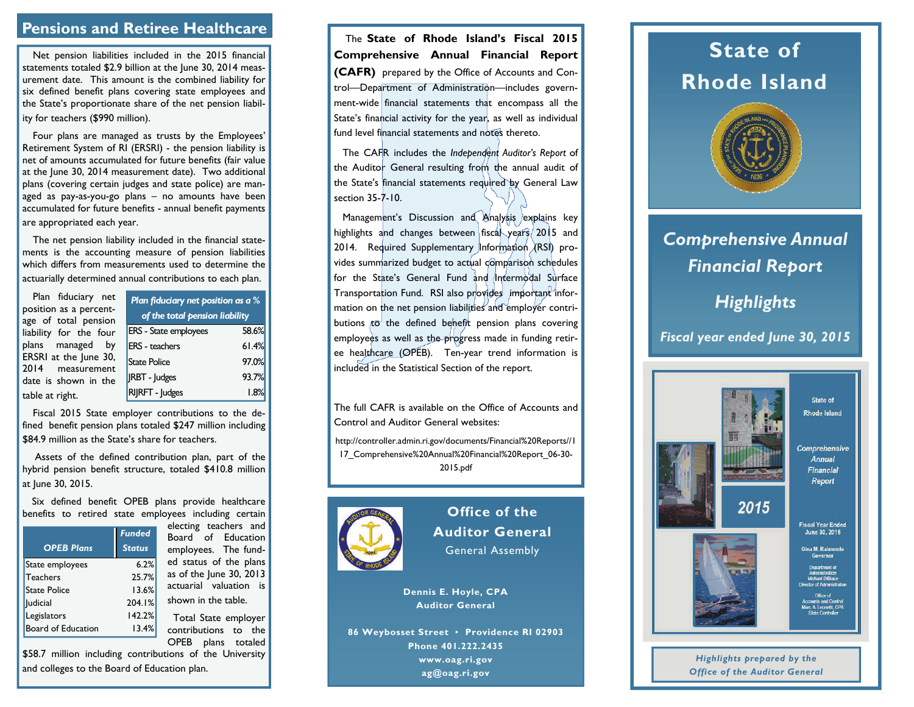## Pensions and Retiree Healthcare

Net pension liabilities included in the 2015 financial statements totaled $2.9 billion at the June 30, 2014 measurement date. This amount is the combined liability for six defined benefit plans covering state employees and the State's proportionate share of the net pension liability for teachers ($990 million).

Four plans are managed as trusts by the Employees' Retirement System of RI (ERSRI) - the pension liability is net of amounts accumulated for future benefits (fair value at the June 30, 2014 measurement date). Two additional plans (covering certain judges and state police) are managed as pay-as-you-go plans – no amounts have been accumulated for future benefits - annual benefit payments are appropriated each year.

The net pension liability included in the financial statements is the accounting measure of pension liabilities which differs from measurements used to determine the actuarially determined annual contributions to each plan.

Plan fiduciary net position as a percentage of total pension liability for the four plans managed by ERSRI at the June 30, 2014 measurement date is shown in the table at right.

| *Plan fiduciary net position as a % of the total pension liability* | |
|---|---|
| ERS - State employees | 58.6% |
| ERS - teachers | 61.4% |
| State Police | 97.0% |
| JRBT - Judges | 93.7% |
| RIJRFT - Judges | 1.8% |

Fiscal 2015 State employer contributions to the defined benefit pension plans totaled $247 million including $84.9 million as the State's share for teachers.

Assets of the defined contribution plan, part of the hybrid pension benefit structure, totaled $410.8 million at June 30, 2015.

Six defined benefit OPEB plans provide healthcare benefits to retired state employees including certain electing teachers and Board of Education employees. The funded status of the plans as of the June 30, 2013 actuarial valuation is shown in the table.

| *OPEB Plans* | *Funded Status* |
|---|---|
| State employees | 6.2% |
| Teachers | 25.7% |
| State Police | 13.6% |
| Judicial | 204.1% |
| Legislators | 142.2% |
| Board of Education | 13.4% |

Total State employer contributions to the OPEB plans totaled $58.7 million including contributions of the University and colleges to the Board of Education plan.

The **State of Rhode Island's Fiscal 2015 Comprehensive Annual Financial Report (CAFR)** prepared by the Office of Accounts and Control—Department of Administration—includes government-wide financial statements that encompass all the State's financial activity for the year, as well as individual fund level financial statements and notes thereto.

The CAFR includes the *Independent Auditor's Report* of the Auditor General resulting from the annual audit of the State's financial statements required by General Law section 35-7-10.

Management's Discussion and Analysis explains key highlights and changes between fiscal years 2015 and 2014. Required Supplementary Information (RSI) provides summarized budget to actual comparison schedules for the State's General Fund and Intermodal Surface Transportation Fund. RSI also provides important information on the net pension liabilities and employer contributions to the defined benefit pension plans covering employees as well as the progress made in funding retiree healthcare (OPEB). Ten-year trend information is included in the Statistical Section of the report.

The full CAFR is available on the Office of Accounts and Control and Auditor General websites:

http://controller.admin.ri.gov/documents/Financial%20Reports//117_Comprehensive%20Annual%20Financial%20Report_06-30-2015.pdf

**Office of the Auditor General**
General Assembly

**Dennis E. Hoyle, CPA**
**Auditor General**

**86 Weybosset Street • Providence RI 02903**
**Phone 401.222.2435**
**www.oag.ri.gov**
**ag@oag.ri.gov**

# State of Rhode Island

## *Comprehensive Annual Financial Report*

## *Highlights*

### *Fiscal year ended June 30, 2015*

*Highlights prepared by the Office of the Auditor General*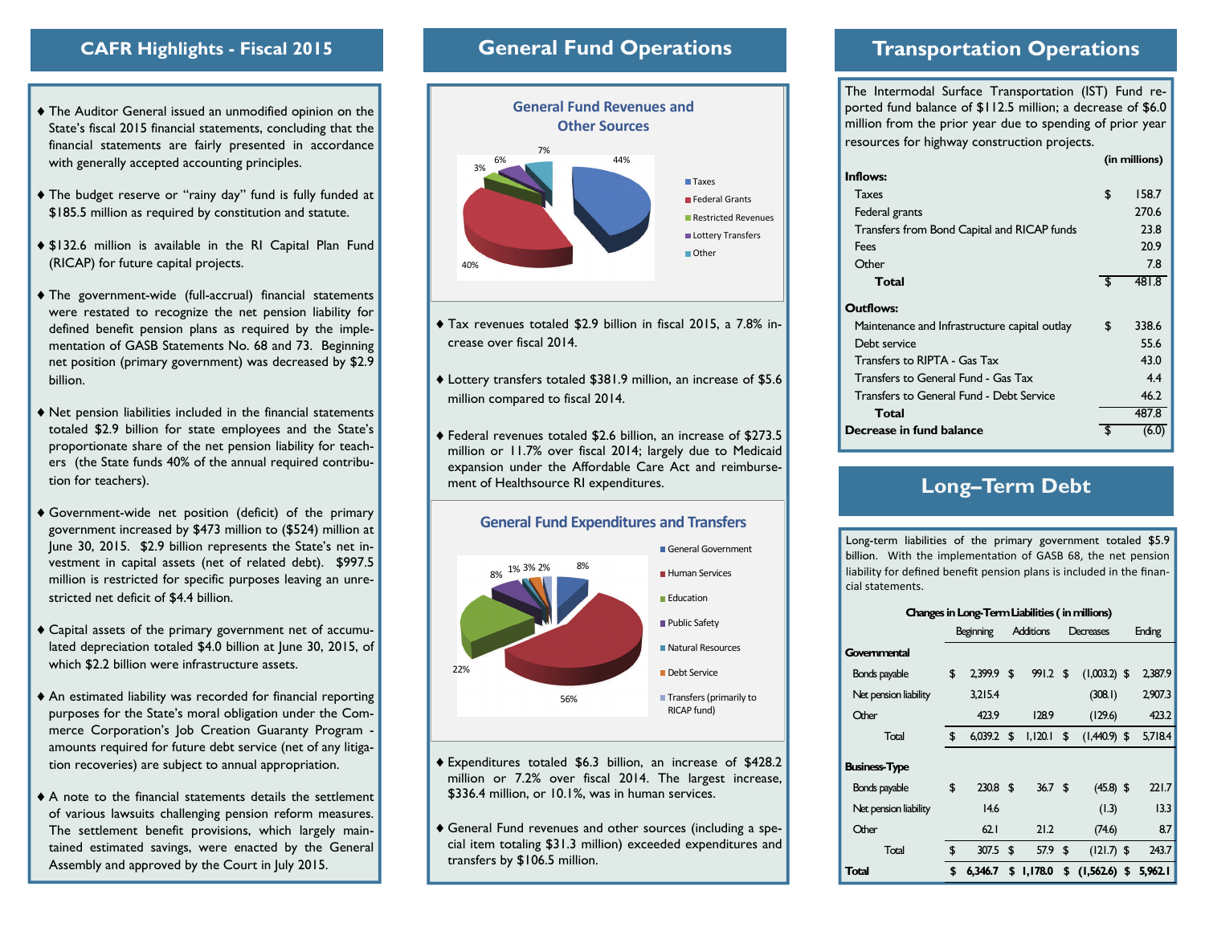## CAFR Highlights - Fiscal 2015

- The Auditor General issued an unmodified opinion on the State's fiscal 2015 financial statements, concluding that the financial statements are fairly presented in accordance with generally accepted accounting principles.
- The budget reserve or "rainy day" fund is fully funded at $185.5 million as required by constitution and statute.
- $132.6 million is available in the RI Capital Plan Fund (RICAP) for future capital projects.
- The government-wide (full-accrual) financial statements were restated to recognize the net pension liability for defined benefit pension plans as required by the implementation of GASB Statements No. 68 and 73. Beginning net position (primary government) was decreased by $2.9 billion.
- Net pension liabilities included in the financial statements totaled $2.9 billion for state employees and the State's proportionate share of the net pension liability for teachers (the State funds 40% of the annual required contribution for teachers).
- Government-wide net position (deficit) of the primary government increased by $473 million to ($524) million at June 30, 2015. $2.9 billion represents the State's net investment in capital assets (net of related debt). $997.5 million is restricted for specific purposes leaving an unrestricted net deficit of $4.4 billion.
- Capital assets of the primary government net of accumulated depreciation totaled $4.0 billion at June 30, 2015, of which $2.2 billion were infrastructure assets.
- An estimated liability was recorded for financial reporting purposes for the State's moral obligation under the Commerce Corporation's Job Creation Guaranty Program - amounts required for future debt service (net of any litigation recoveries) are subject to annual appropriation.
- A note to the financial statements details the settlement of various lawsuits challenging pension reform measures. The settlement benefit provisions, which largely maintained estimated savings, were enacted by the General Assembly and approved by the Court in July 2015.

## General Fund Operations

General Fund Revenues and Other Sources

44%
40%
3%
6%
7%

Taxes
Federal Grants
Restricted Revenues
Lottery Transfers
Other

- Tax revenues totaled $2.9 billion in fiscal 2015, a 7.8% increase over fiscal 2014.
- Lottery transfers totaled $381.9 million, an increase of $5.6 million compared to fiscal 2014.
- Federal revenues totaled $2.6 billion, an increase of $273.5 million or 11.7% over fiscal 2014; largely due to Medicaid expansion under the Affordable Care Act and reimbursement of Healthsource RI expenditures.

General Fund Expenditures and Transfers

8%
56%
22%
8%
1%
3%
2%

General Government
Human Services
Education
Public Safety
Natural Resources
Debt Service
Transfers (primarily to RICAP fund)

- Expenditures totaled $6.3 billion, an increase of $428.2 million or 7.2% over fiscal 2014. The largest increase, $336.4 million, or 10.1%, was in human services.
- General Fund revenues and other sources (including a special item totaling $31.3 million) exceeded expenditures and transfers by $106.5 million.

## Transportation Operations

The Intermodal Surface Transportation (IST) Fund reported fund balance of $112.5 million; a decrease of $6.0 million from the prior year due to spending of prior year resources for highway construction projects.

| | | (in millions) |
|---|---|---|
| **Inflows:** | | |
| Taxes | $ | 158.7 |
| Federal grants | | 270.6 |
| Transfers from Bond Capital and RICAP funds | | 23.8 |
| Fees | | 20.9 |
| Other | | 7.8 |
| **Total** | $ | 481.8 |
| **Outflows:** | | |
| Maintenance and Infrastructure capital outlay | $ | 338.6 |
| Debt service | | 55.6 |
| Transfers to RIPTA - Gas Tax | | 43.0 |
| Transfers to General Fund - Gas Tax | | 4.4 |
| Transfers to General Fund - Debt Service | | 46.2 |
| **Total** | | 487.8 |
| **Decrease in fund balance** | $ | (6.0) |

## Long–Term Debt

Long-term liabilities of the primary government totaled $5.9 billion. With the implementation of GASB 68, the net pension liability for defined benefit pension plans is included in the financial statements.

**Changes in Long-Term Liabilities ( in millions)**

| | Beginning | Additions | Decreases | Ending |
|---|---|---|---|---|
| **Governmental** | | | | |
| Bonds payable | $ 2,399.9 | $ 991.2 | $ (1,003.2) | $ 2,387.9 |
| Net pension liability | 3,215.4 | | (308.1) | 2,907.3 |
| Other | 423.9 | 128.9 | (129.6) | 423.2 |
| Total | $ 6,039.2 | $ 1,120.1 | $ (1,440.9) | $ 5,718.4 |
| **Business-Type** | | | | |
| Bonds payable | $ 230.8 | $ 36.7 | $ (45.8) | $ 221.7 |
| Net pension liability | 14.6 | | (1.3) | 13.3 |
| Other | 62.1 | 21.2 | (74.6) | 8.7 |
| Total | $ 307.5 | $ 57.9 | $ (121.7) | $ 243.7 |
| **Total** | **$ 6,346.7** | **$ 1,178.0** | **$ (1,562.6)** | **$ 5,962.1** |